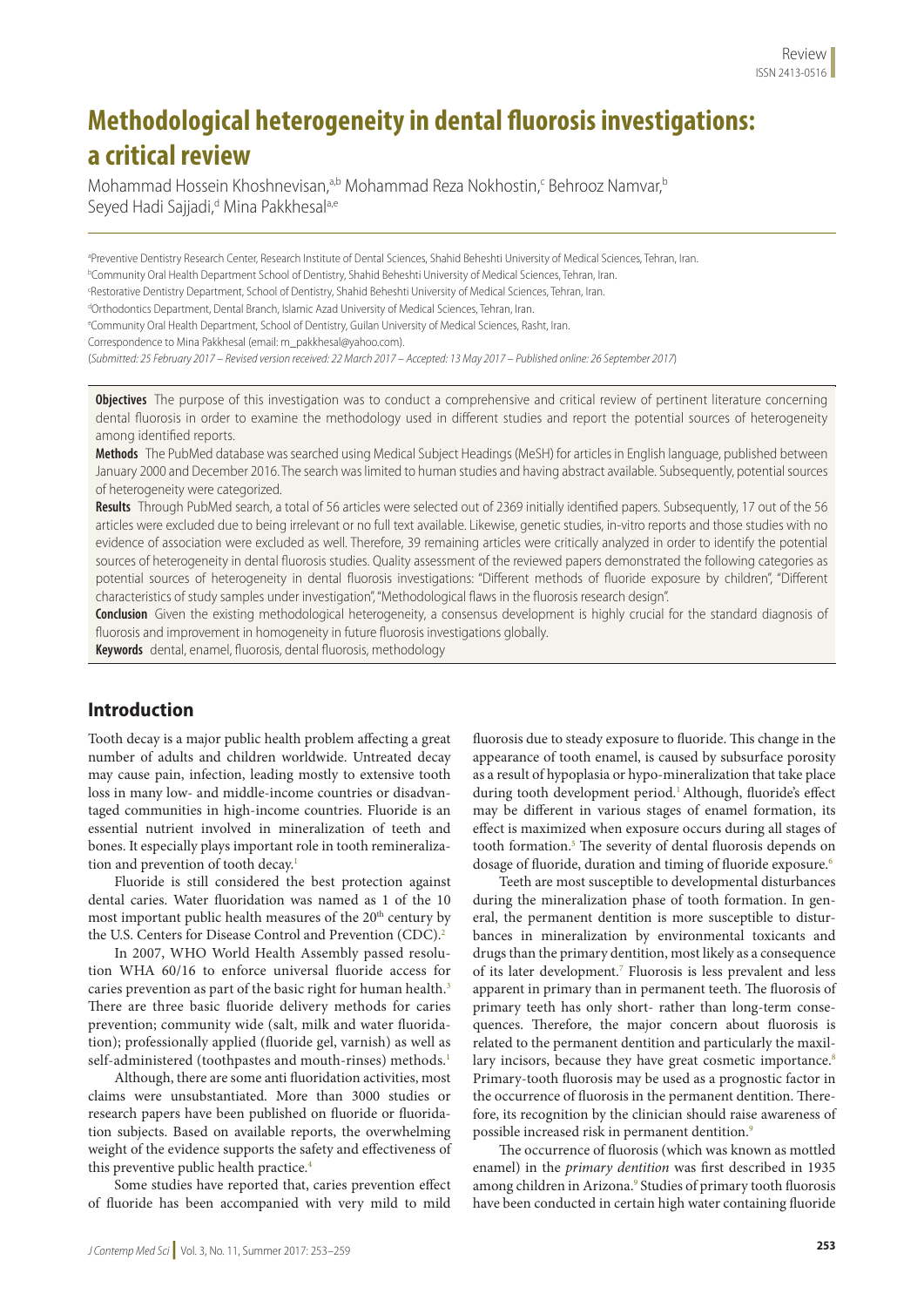# Methodological heterogeneity in dental fluorosis investigations: a critical review

Mohammad Hossein Khoshnevisan,[a,b] Mohammad Reza Nokhostin,[c] Behrooz Namvar,[b] Seyed Hadi Sajjadi,[d] Mina Pakkhesal[a,e]

[a]Preventive Dentistry Research Center, Research Institute of Dental Sciences, Shahid Beheshti University of Medical Sciences, Tehran, Iran.
[b]Community Oral Health Department School of Dentistry, Shahid Beheshti University of Medical Sciences, Tehran, Iran.
[c]Restorative Dentistry Department, School of Dentistry, Shahid Beheshti University of Medical Sciences, Tehran, Iran.
[d]Orthodontics Department, Dental Branch, Islamic Azad University of Medical Sciences, Tehran, Iran.
[e]Community Oral Health Department, School of Dentistry, Guilan University of Medical Sciences, Rasht, Iran.
Correspondence to Mina Pakkhesal (email: m_pakkhesal@yahoo.com).
(*Submitted: 25 February 2017 – Revised version received: 22 March 2017 – Accepted: 13 May 2017 – Published online: 26 September 2017*)

**Objectives** The purpose of this investigation was to conduct a comprehensive and critical review of pertinent literature concerning dental fluorosis in order to examine the methodology used in different studies and report the potential sources of heterogeneity among identified reports.

**Methods** The PubMed database was searched using Medical Subject Headings (MeSH) for articles in English language, published between January 2000 and December 2016. The search was limited to human studies and having abstract available. Subsequently, potential sources of heterogeneity were categorized.

**Results** Through PubMed search, a total of 56 articles were selected out of 2369 initially identified papers. Subsequently, 17 out of the 56 articles were excluded due to being irrelevant or no full text available. Likewise, genetic studies, in-vitro reports and those studies with no evidence of association were excluded as well. Therefore, 39 remaining articles were critically analyzed in order to identify the potential sources of heterogeneity in dental fluorosis studies. Quality assessment of the reviewed papers demonstrated the following categories as potential sources of heterogeneity in dental fluorosis investigations: "Different methods of fluoride exposure by children", "Different characteristics of study samples under investigation", "Methodological flaws in the fluorosis research design".

**Conclusion** Given the existing methodological heterogeneity, a consensus development is highly crucial for the standard diagnosis of fluorosis and improvement in homogeneity in future fluorosis investigations globally.

**Keywords** dental, enamel, fluorosis, dental fluorosis, methodology

## Introduction

Tooth decay is a major public health problem affecting a great number of adults and children worldwide. Untreated decay may cause pain, infection, leading mostly to extensive tooth loss in many low- and middle-income countries or disadvantaged communities in high-income countries. Fluoride is an essential nutrient involved in mineralization of teeth and bones. It especially plays important role in tooth remineralization and prevention of tooth decay.[1]

Fluoride is still considered the best protection against dental caries. Water fluoridation was named as 1 of the 10 most important public health measures of the 20th century by the U.S. Centers for Disease Control and Prevention (CDC).[2]

In 2007, WHO World Health Assembly passed resolution WHA 60/16 to enforce universal fluoride access for caries prevention as part of the basic right for human health.[3] There are three basic fluoride delivery methods for caries prevention; community wide (salt, milk and water fluoridation); professionally applied (fluoride gel, varnish) as well as self-administered (toothpastes and mouth-rinses) methods.[1]

Although, there are some anti fluoridation activities, most claims were unsubstantiated. More than 3000 studies or research papers have been published on fluoride or fluoridation subjects. Based on available reports, the overwhelming weight of the evidence supports the safety and effectiveness of this preventive public health practice.[4]

Some studies have reported that, caries prevention effect of fluoride has been accompanied with very mild to mild fluorosis due to steady exposure to fluoride. This change in the appearance of tooth enamel, is caused by subsurface porosity as a result of hypoplasia or hypo-mineralization that take place during tooth development period.[1] Although, fluoride's effect may be different in various stages of enamel formation, its effect is maximized when exposure occurs during all stages of tooth formation.[5] The severity of dental fluorosis depends on dosage of fluoride, duration and timing of fluoride exposure.[6]

Teeth are most susceptible to developmental disturbances during the mineralization phase of tooth formation. In general, the permanent dentition is more susceptible to disturbances in mineralization by environmental toxicants and drugs than the primary dentition, most likely as a consequence of its later development.[7] Fluorosis is less prevalent and less apparent in primary than in permanent teeth. The fluorosis of primary teeth has only short- rather than long-term consequences. Therefore, the major concern about fluorosis is related to the permanent dentition and particularly the maxillary incisors, because they have great cosmetic importance.[8] Primary-tooth fluorosis may be used as a prognostic factor in the occurrence of fluorosis in the permanent dentition. Therefore, its recognition by the clinician should raise awareness of possible increased risk in permanent dentition.[9]

The occurrence of fluorosis (which was known as mottled enamel) in the *primary dentition* was first described in 1935 among children in Arizona.[9] Studies of primary tooth fluorosis have been conducted in certain high water containing fluoride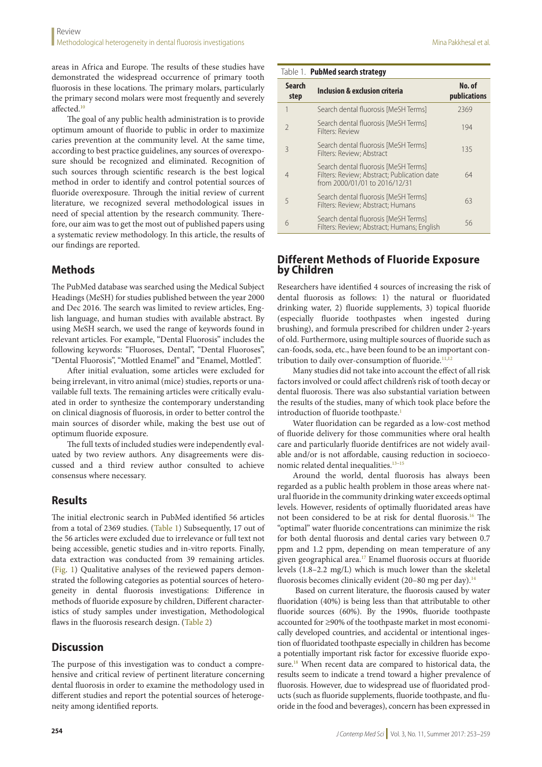areas in Africa and Europe. The results of these studies have demonstrated the widespread occurrence of primary tooth fluorosis in these locations. The primary molars, particularly the primary second molars were most frequently and severely affected.[10]

The goal of any public health administration is to provide optimum amount of fluoride to public in order to maximize caries prevention at the community level. At the same time, according to best practice guidelines, any sources of overexposure should be recognized and eliminated. Recognition of such sources through scientific research is the best logical method in order to identify and control potential sources of fluoride overexposure. Through the initial review of current literature, we recognized several methodological issues in need of special attention by the research community. Therefore, our aim was to get the most out of published papers using a systematic review methodology. In this article, the results of our findings are reported.

## Methods

The PubMed database was searched using the Medical Subject Headings (MeSH) for studies published between the year 2000 and Dec 2016. The search was limited to review articles, English language, and human studies with available abstract. By using MeSH search, we used the range of keywords found in relevant articles. For example, "Dental Fluorosis" includes the following keywords: "Fluoroses, Dental", "Dental Fluoroses", "Dental Fluorosis", "Mottled Enamel" and "Enamel, Mottled".

After initial evaluation, some articles were excluded for being irrelevant, in vitro animal (mice) studies, reports or unavailable full texts. The remaining articles were critically evaluated in order to synthesize the contemporary understanding on clinical diagnosis of fluorosis, in order to better control the main sources of disorder while, making the best use out of optimum fluoride exposure.

The full texts of included studies were independently evaluated by two review authors. Any disagreements were discussed and a third review author consulted to achieve consensus where necessary.

## Results

The initial electronic search in PubMed identified 56 articles from a total of 2369 studies. (Table 1) Subsequently, 17 out of the 56 articles were excluded due to irrelevance or full text not being accessible, genetic studies and in-vitro reports. Finally, data extraction was conducted from 39 remaining articles. (Fig. 1) Qualitative analyses of the reviewed papers demonstrated the following categories as potential sources of heterogeneity in dental fluorosis investigations: Difference in methods of fluoride exposure by children, Different characteristics of study samples under investigation, Methodological flaws in the fluorosis research design. (Table 2)

## Discussion

The purpose of this investigation was to conduct a comprehensive and critical review of pertinent literature concerning dental fluorosis in order to examine the methodology used in different studies and report the potential sources of heterogeneity among identified reports.

Table 1. **PubMed search strategy**

| Search step | Inclusion & exclusion criteria | No. of publications |
|---|---|---|
| 1 | Search dental fluorosis [MeSH Terms] | 2369 |
| 2 | Search dental fluorosis [MeSH Terms] Filters: Review | 194 |
| 3 | Search dental fluorosis [MeSH Terms] Filters: Review; Abstract | 135 |
| 4 | Search dental fluorosis [MeSH Terms] Filters: Review; Abstract; Publication date from 2000/01/01 to 2016/12/31 | 64 |
| 5 | Search dental fluorosis [MeSH Terms] Filters: Review; Abstract; Humans | 63 |
| 6 | Search dental fluorosis [MeSH Terms] Filters: Review; Abstract; Humans; English | 56 |

## Different Methods of Fluoride Exposure by Children

Researchers have identified 4 sources of increasing the risk of dental fluorosis as follows: 1) the natural or fluoridated drinking water, 2) fluoride supplements, 3) topical fluoride (especially fluoride toothpastes when ingested during brushing), and formula prescribed for children under 2-years of old. Furthermore, using multiple sources of fluoride such as can-foods, soda, etc., have been found to be an important contribution to daily over-consumption of fluoride.[11,12]

Many studies did not take into account the effect of all risk factors involved or could affect children's risk of tooth decay or dental fluorosis. There was also substantial variation between the results of the studies, many of which took place before the introduction of fluoride toothpaste.[1]

Water fluoridation can be regarded as a low-cost method of fluoride delivery for those communities where oral health care and particularly fluoride dentifrices are not widely available and/or is not affordable, causing reduction in socioeconomic related dental inequalities.[13–15]

Around the world, dental fluorosis has always been regarded as a public health problem in those areas where natural fluoride in the community drinking water exceeds optimal levels. However, residents of optimally fluoridated areas have not been considered to be at risk for dental fluorosis.[16] The "optimal" water fluoride concentrations can minimize the risk for both dental fluorosis and dental caries vary between 0.7 ppm and 1.2 ppm, depending on mean temperature of any given geographical area.[17] Enamel fluorosis occurs at fluoride levels (1.8–2.2 mg/L) which is much lower than the skeletal fluorosis becomes clinically evident (20–80 mg per day).[14]

Based on current literature, the fluorosis caused by water fluoridation (40%) is being less than that attributable to other fluoride sources (60%). By the 1990s, fluoride toothpaste accounted for ≥90% of the toothpaste market in most economically developed countries, and accidental or intentional ingestion of fluoridated toothpaste especially in children has become a potentially important risk factor for excessive fluoride exposure.[18] When recent data are compared to historical data, the results seem to indicate a trend toward a higher prevalence of fluorosis. However, due to widespread use of fluoridated products (such as fluoride supplements, fluoride toothpaste, and fluoride in the food and beverages), concern has been expressed in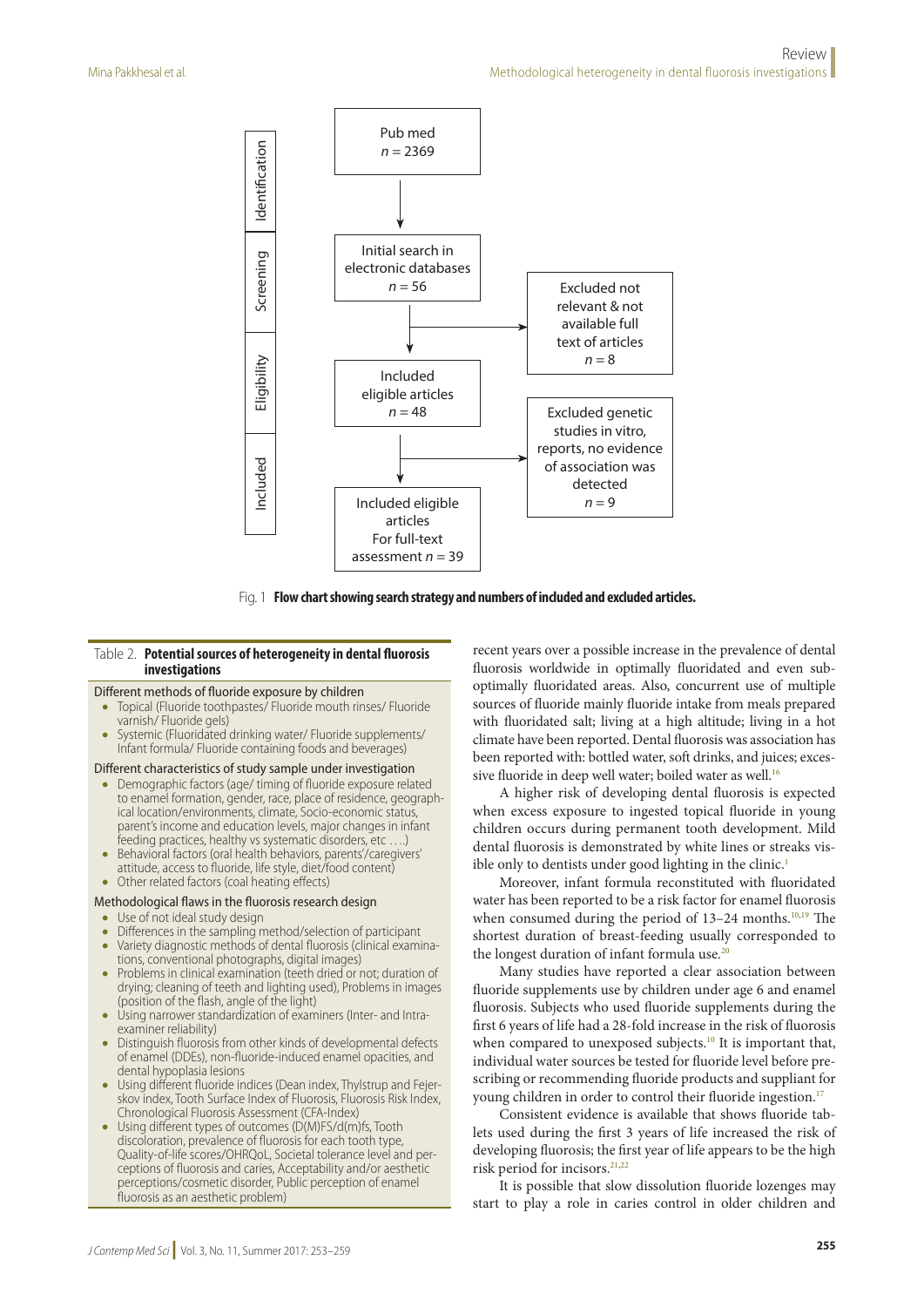Identification

Pub med
$n = 2369$

Screening

Initial search in electronic databases
$n = 56$

Excluded not relevant & not available full text of articles
$n = 8$

Eligibility

Included eligible articles
$n = 48$

Excluded genetic studies in vitro, reports, no evidence of association was detected
$n = 9$

Included

Included eligible articles For full-text assessment $n = 39$

Fig. 1 **Flow chart showing search strategy and numbers of included and excluded articles.**

Table 2. **Potential sources of heterogeneity in dental fluorosis investigations**

Different methods of fluoride exposure by children

- Topical (Fluoride toothpastes/ Fluoride mouth rinses/ Fluoride varnish/ Fluoride gels)
- Systemic (Fluoridated drinking water/ Fluoride supplements/ Infant formula/ Fluoride containing foods and beverages)

Different characteristics of study sample under investigation

- Demographic factors (age/ timing of fluoride exposure related to enamel formation, gender, race, place of residence, geographical location/environments, climate, Socio-economic status, parent's income and education levels, major changes in infant feeding practices, healthy vs systematic disorders, etc ….)
- Behavioral factors (oral health behaviors, parents'/caregivers' attitude, access to fluoride, life style, diet/food content)
- Other related factors (coal heating effects)

Methodological flaws in the fluorosis research design

- Use of not ideal study design
- Differences in the sampling method/selection of participant
- Variety diagnostic methods of dental fluorosis (clinical examinations, conventional photographs, digital images)
- Problems in clinical examination (teeth dried or not; duration of drying; cleaning of teeth and lighting used), Problems in images (position of the flash, angle of the light)
- Using narrower standardization of examiners (Inter- and Intra-examiner reliability)
- Distinguish fluorosis from other kinds of developmental defects of enamel (DDEs), non-fluoride-induced enamel opacities, and dental hypoplasia lesions
- Using different fluoride indices (Dean index, Thylstrup and Fejerskov index, Tooth Surface Index of Fluorosis, Fluorosis Risk Index, Chronological Fluorosis Assessment (CFA-Index)
- Using different types of outcomes (D(M)FS/d(m)fs, Tooth discoloration, prevalence of fluorosis for each tooth type, Quality-of-life scores/OHRQoL, Societal tolerance level and perceptions of fluorosis and caries, Acceptability and/or aesthetic perceptions/cosmetic disorder, Public perception of enamel fluorosis as an aesthetic problem)

recent years over a possible increase in the prevalence of dental fluorosis worldwide in optimally fluoridated and even sub-optimally fluoridated areas. Also, concurrent use of multiple sources of fluoride mainly fluoride intake from meals prepared with fluoridated salt; living at a high altitude; living in a hot climate have been reported. Dental fluorosis was association has been reported with: bottled water, soft drinks, and juices; excessive fluoride in deep well water; boiled water as well.[16]

A higher risk of developing dental fluorosis is expected when excess exposure to ingested topical fluoride in young children occurs during permanent tooth development. Mild dental fluorosis is demonstrated by white lines or streaks visible only to dentists under good lighting in the clinic.[1]

Moreover, infant formula reconstituted with fluoridated water has been reported to be a risk factor for enamel fluorosis when consumed during the period of 13–24 months.[10,19] The shortest duration of breast-feeding usually corresponded to the longest duration of infant formula use.[20]

Many studies have reported a clear association between fluoride supplements use by children under age 6 and enamel fluorosis. Subjects who used fluoride supplements during the first 6 years of life had a 28-fold increase in the risk of fluorosis when compared to unexposed subjects.[10] It is important that, individual water sources be tested for fluoride level before prescribing or recommending fluoride products and suppliant for young children in order to control their fluoride ingestion.[17]

Consistent evidence is available that shows fluoride tablets used during the first 3 years of life increased the risk of developing fluorosis; the first year of life appears to be the high risk period for incisors.[21,22]

It is possible that slow dissolution fluoride lozenges may start to play a role in caries control in older children and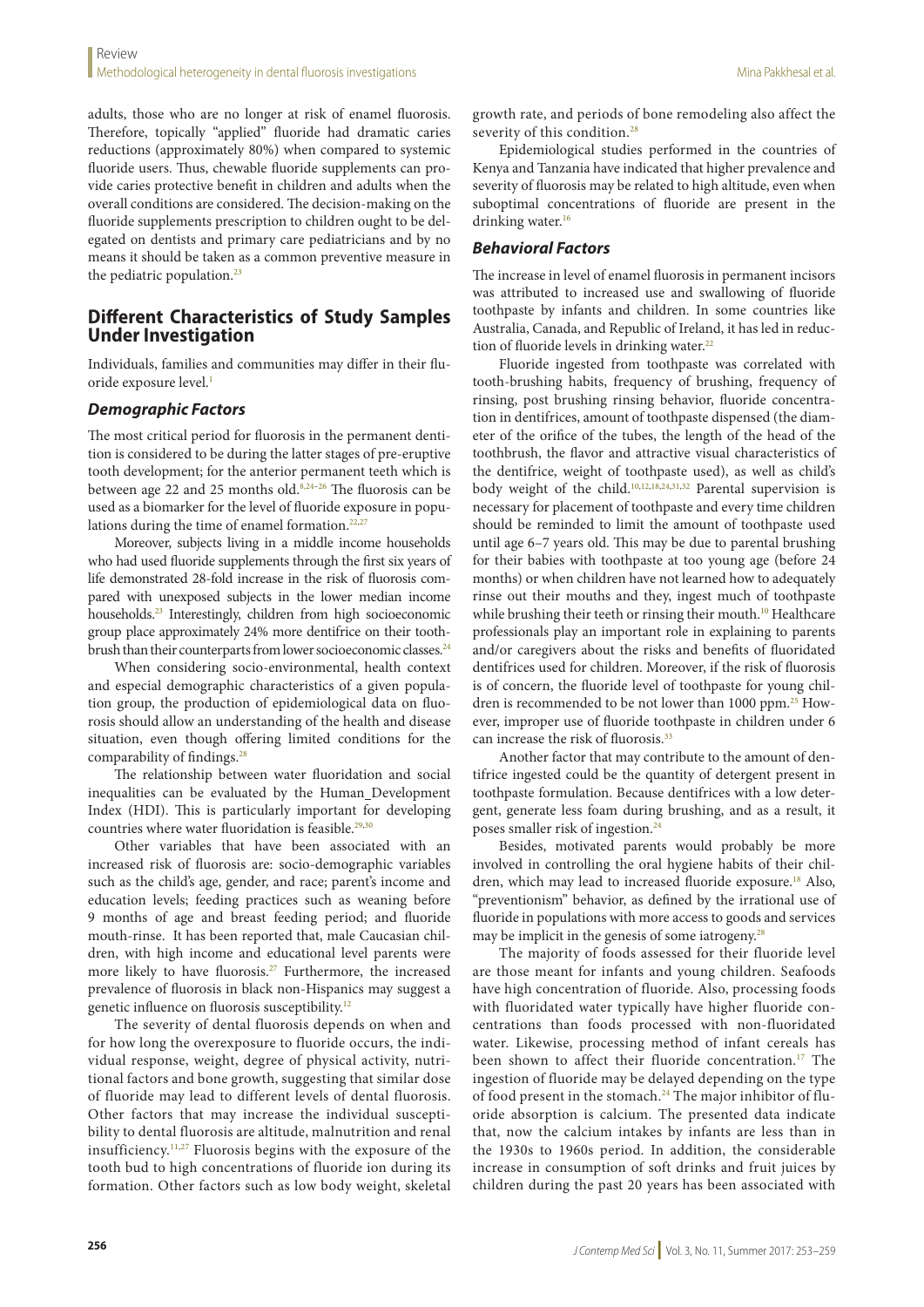adults, those who are no longer at risk of enamel fluorosis. Therefore, topically "applied" fluoride had dramatic caries reductions (approximately 80%) when compared to systemic fluoride users. Thus, chewable fluoride supplements can provide caries protective benefit in children and adults when the overall conditions are considered. The decision-making on the fluoride supplements prescription to children ought to be delegated on dentists and primary care pediatricians and by no means it should be taken as a common preventive measure in the pediatric population.[23]

## Different Characteristics of Study Samples Under Investigation

Individuals, families and communities may differ in their fluoride exposure level.[1]

### *Demographic Factors*

The most critical period for fluorosis in the permanent dentition is considered to be during the latter stages of pre-eruptive tooth development; for the anterior permanent teeth which is between age 22 and 25 months old.[8,24–26] The fluorosis can be used as a biomarker for the level of fluoride exposure in populations during the time of enamel formation.[22,27]

Moreover, subjects living in a middle income households who had used fluoride supplements through the first six years of life demonstrated 28-fold increase in the risk of fluorosis compared with unexposed subjects in the lower median income households.[23] Interestingly, children from high socioeconomic group place approximately 24% more dentifrice on their toothbrush than their counterparts from lower socioeconomic classes.[24]

When considering socio-environmental, health context and especial demographic characteristics of a given population group, the production of epidemiological data on fluorosis should allow an understanding of the health and disease situation, even though offering limited conditions for the comparability of findings.[28]

The relationship between water fluoridation and social inequalities can be evaluated by the Human_Development Index (HDI). This is particularly important for developing countries where water fluoridation is feasible.[29,30]

Other variables that have been associated with an increased risk of fluorosis are: socio-demographic variables such as the child's age, gender, and race; parent's income and education levels; feeding practices such as weaning before 9 months of age and breast feeding period; and fluoride mouth-rinse. It has been reported that, male Caucasian children, with high income and educational level parents were more likely to have fluorosis.[27] Furthermore, the increased prevalence of fluorosis in black non-Hispanics may suggest a genetic influence on fluorosis susceptibility.[12]

The severity of dental fluorosis depends on when and for how long the overexposure to fluoride occurs, the individual response, weight, degree of physical activity, nutritional factors and bone growth, suggesting that similar dose of fluoride may lead to different levels of dental fluorosis. Other factors that may increase the individual susceptibility to dental fluorosis are altitude, malnutrition and renal insufficiency.[11,27] Fluorosis begins with the exposure of the tooth bud to high concentrations of fluoride ion during its formation. Other factors such as low body weight, skeletal growth rate, and periods of bone remodeling also affect the severity of this condition.[28]

Epidemiological studies performed in the countries of Kenya and Tanzania have indicated that higher prevalence and severity of fluorosis may be related to high altitude, even when suboptimal concentrations of fluoride are present in the drinking water.[16]

### *Behavioral Factors*

The increase in level of enamel fluorosis in permanent incisors was attributed to increased use and swallowing of fluoride toothpaste by infants and children. In some countries like Australia, Canada, and Republic of Ireland, it has led in reduction of fluoride levels in drinking water.[22]

Fluoride ingested from toothpaste was correlated with tooth-brushing habits, frequency of brushing, frequency of rinsing, post brushing rinsing behavior, fluoride concentration in dentifrices, amount of toothpaste dispensed (the diameter of the orifice of the tubes, the length of the head of the toothbrush, the flavor and attractive visual characteristics of the dentifrice, weight of toothpaste used), as well as child's body weight of the child.[10,12,18,24,31,32] Parental supervision is necessary for placement of toothpaste and every time children should be reminded to limit the amount of toothpaste used until age 6–7 years old. This may be due to parental brushing for their babies with toothpaste at too young age (before 24 months) or when children have not learned how to adequately rinse out their mouths and they, ingest much of toothpaste while brushing their teeth or rinsing their mouth.[10] Healthcare professionals play an important role in explaining to parents and/or caregivers about the risks and benefits of fluoridated dentifrices used for children. Moreover, if the risk of fluorosis is of concern, the fluoride level of toothpaste for young children is recommended to be not lower than 1000 ppm.[25] However, improper use of fluoride toothpaste in children under 6 can increase the risk of fluorosis.[33]

Another factor that may contribute to the amount of dentifrice ingested could be the quantity of detergent present in toothpaste formulation. Because dentifrices with a low detergent, generate less foam during brushing, and as a result, it poses smaller risk of ingestion.[24]

Besides, motivated parents would probably be more involved in controlling the oral hygiene habits of their children, which may lead to increased fluoride exposure.[18] Also, "preventionism" behavior, as defined by the irrational use of fluoride in populations with more access to goods and services may be implicit in the genesis of some iatrogeny.[28]

The majority of foods assessed for their fluoride level are those meant for infants and young children. Seafoods have high concentration of fluoride. Also, processing foods with fluoridated water typically have higher fluoride concentrations than foods processed with non-fluoridated water. Likewise, processing method of infant cereals has been shown to affect their fluoride concentration.[17] The ingestion of fluoride may be delayed depending on the type of food present in the stomach.[24] The major inhibitor of fluoride absorption is calcium. The presented data indicate that, now the calcium intakes by infants are less than in the 1930s to 1960s period. In addition, the considerable increase in consumption of soft drinks and fruit juices by children during the past 20 years has been associated with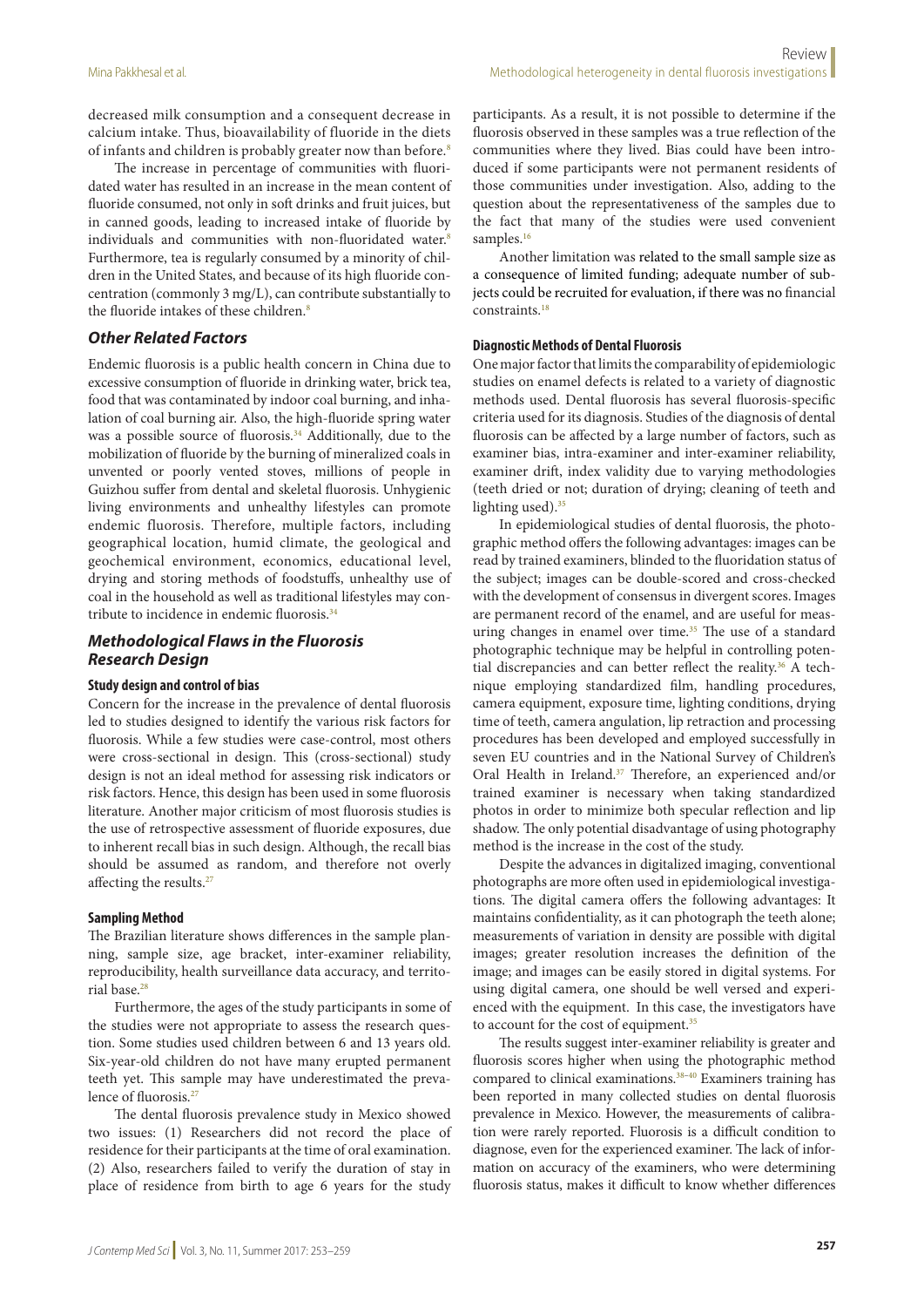decreased milk consumption and a consequent decrease in calcium intake. Thus, bioavailability of fluoride in the diets of infants and children is probably greater now than before.[8]

The increase in percentage of communities with fluoridated water has resulted in an increase in the mean content of fluoride consumed, not only in soft drinks and fruit juices, but in canned goods, leading to increased intake of fluoride by individuals and communities with non-fluoridated water.[8] Furthermore, tea is regularly consumed by a minority of children in the United States, and because of its high fluoride concentration (commonly 3 mg/L), can contribute substantially to the fluoride intakes of these children.[8]

### *Other Related Factors*

Endemic fluorosis is a public health concern in China due to excessive consumption of fluoride in drinking water, brick tea, food that was contaminated by indoor coal burning, and inhalation of coal burning air. Also, the high-fluoride spring water was a possible source of fluorosis.[34] Additionally, due to the mobilization of fluoride by the burning of mineralized coals in unvented or poorly vented stoves, millions of people in Guizhou suffer from dental and skeletal fluorosis. Unhygienic living environments and unhealthy lifestyles can promote endemic fluorosis. Therefore, multiple factors, including geographical location, humid climate, the geological and geochemical environment, economics, educational level, drying and storing methods of foodstuffs, unhealthy use of coal in the household as well as traditional lifestyles may contribute to incidence in endemic fluorosis.[34]

### *Methodological Flaws in the Fluorosis Research Design*

#### Study design and control of bias

Concern for the increase in the prevalence of dental fluorosis led to studies designed to identify the various risk factors for fluorosis. While a few studies were case-control, most others were cross-sectional in design. This (cross-sectional) study design is not an ideal method for assessing risk indicators or risk factors. Hence, this design has been used in some fluorosis literature. Another major criticism of most fluorosis studies is the use of retrospective assessment of fluoride exposures, due to inherent recall bias in such design. Although, the recall bias should be assumed as random, and therefore not overly affecting the results.[27]

#### Sampling Method

The Brazilian literature shows differences in the sample planning, sample size, age bracket, inter-examiner reliability, reproducibility, health surveillance data accuracy, and territorial base.[28]

Furthermore, the ages of the study participants in some of the studies were not appropriate to assess the research question. Some studies used children between 6 and 13 years old. Six-year-old children do not have many erupted permanent teeth yet. This sample may have underestimated the prevalence of fluorosis.[27]

The dental fluorosis prevalence study in Mexico showed two issues: (1) Researchers did not record the place of residence for their participants at the time of oral examination. (2) Also, researchers failed to verify the duration of stay in place of residence from birth to age 6 years for the study participants. As a result, it is not possible to determine if the fluorosis observed in these samples was a true reflection of the communities where they lived. Bias could have been introduced if some participants were not permanent residents of those communities under investigation. Also, adding to the question about the representativeness of the samples due to the fact that many of the studies were used convenient samples.[16]

Another limitation was related to the small sample size as a consequence of limited funding; adequate number of subjects could be recruited for evaluation, if there was no financial constraints.[18]

#### Diagnostic Methods of Dental Fluorosis

One major factor that limits the comparability of epidemiologic studies on enamel defects is related to a variety of diagnostic methods used. Dental fluorosis has several fluorosis-specific criteria used for its diagnosis. Studies of the diagnosis of dental fluorosis can be affected by a large number of factors, such as examiner bias, intra-examiner and inter-examiner reliability, examiner drift, index validity due to varying methodologies (teeth dried or not; duration of drying; cleaning of teeth and lighting used).[35]

In epidemiological studies of dental fluorosis, the photographic method offers the following advantages: images can be read by trained examiners, blinded to the fluoridation status of the subject; images can be double-scored and cross-checked with the development of consensus in divergent scores. Images are permanent record of the enamel, and are useful for measuring changes in enamel over time.[35] The use of a standard photographic technique may be helpful in controlling potential discrepancies and can better reflect the reality.[36] A technique employing standardized film, handling procedures, camera equipment, exposure time, lighting conditions, drying time of teeth, camera angulation, lip retraction and processing procedures has been developed and employed successfully in seven EU countries and in the National Survey of Children's Oral Health in Ireland.[37] Therefore, an experienced and/or trained examiner is necessary when taking standardized photos in order to minimize both specular reflection and lip shadow. The only potential disadvantage of using photography method is the increase in the cost of the study.

Despite the advances in digitalized imaging, conventional photographs are more often used in epidemiological investigations. The digital camera offers the following advantages: It maintains confidentiality, as it can photograph the teeth alone; measurements of variation in density are possible with digital images; greater resolution increases the definition of the image; and images can be easily stored in digital systems. For using digital camera, one should be well versed and experienced with the equipment. In this case, the investigators have to account for the cost of equipment.[35]

The results suggest inter-examiner reliability is greater and fluorosis scores higher when using the photographic method compared to clinical examinations.[38–40] Examiners training has been reported in many collected studies on dental fluorosis prevalence in Mexico. However, the measurements of calibration were rarely reported. Fluorosis is a difficult condition to diagnose, even for the experienced examiner. The lack of information on accuracy of the examiners, who were determining fluorosis status, makes it difficult to know whether differences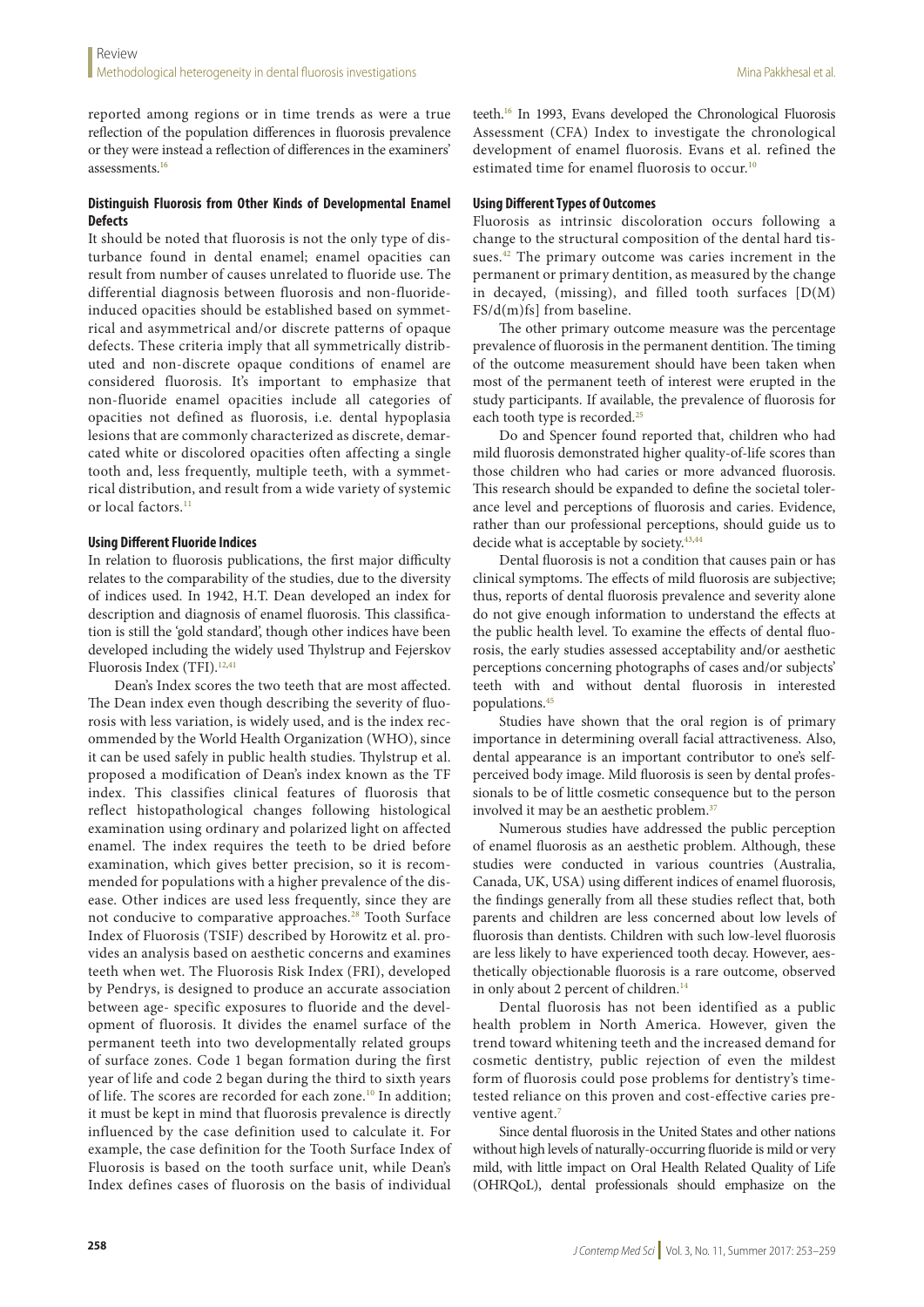reported among regions or in time trends as were a true reflection of the population differences in fluorosis prevalence or they were instead a reflection of differences in the examiners' assessments.[16]

### Distinguish Fluorosis from Other Kinds of Developmental Enamel Defects

It should be noted that fluorosis is not the only type of disturbance found in dental enamel; enamel opacities can result from number of causes unrelated to fluoride use. The differential diagnosis between fluorosis and non-fluoride-induced opacities should be established based on symmetrical and asymmetrical and/or discrete patterns of opaque defects. These criteria imply that all symmetrically distributed and non-discrete opaque conditions of enamel are considered fluorosis. It's important to emphasize that non-fluoride enamel opacities include all categories of opacities not defined as fluorosis, i.e. dental hypoplasia lesions that are commonly characterized as discrete, demarcated white or discolored opacities often affecting a single tooth and, less frequently, multiple teeth, with a symmetrical distribution, and result from a wide variety of systemic or local factors.[11]

### Using Different Fluoride Indices

In relation to fluorosis publications, the first major difficulty relates to the comparability of the studies, due to the diversity of indices used. In 1942, H.T. Dean developed an index for description and diagnosis of enamel fluorosis. This classification is still the 'gold standard', though other indices have been developed including the widely used Thylstrup and Fejerskov Fluorosis Index (TFI).[12,41]

Dean's Index scores the two teeth that are most affected. The Dean index even though describing the severity of fluorosis with less variation, is widely used, and is the index recommended by the World Health Organization (WHO), since it can be used safely in public health studies. Thylstrup et al. proposed a modification of Dean's index known as the TF index. This classifies clinical features of fluorosis that reflect histopathological changes following histological examination using ordinary and polarized light on affected enamel. The index requires the teeth to be dried before examination, which gives better precision, so it is recommended for populations with a higher prevalence of the disease. Other indices are used less frequently, since they are not conducive to comparative approaches.[28] Tooth Surface Index of Fluorosis (TSIF) described by Horowitz et al. provides an analysis based on aesthetic concerns and examines teeth when wet. The Fluorosis Risk Index (FRI), developed by Pendrys, is designed to produce an accurate association between age- specific exposures to fluoride and the development of fluorosis. It divides the enamel surface of the permanent teeth into two developmentally related groups of surface zones. Code 1 began formation during the first year of life and code 2 began during the third to sixth years of life. The scores are recorded for each zone.[10] In addition; it must be kept in mind that fluorosis prevalence is directly influenced by the case definition used to calculate it. For example, the case definition for the Tooth Surface Index of Fluorosis is based on the tooth surface unit, while Dean's Index defines cases of fluorosis on the basis of individual teeth.[16] In 1993, Evans developed the Chronological Fluorosis Assessment (CFA) Index to investigate the chronological development of enamel fluorosis. Evans et al. refined the estimated time for enamel fluorosis to occur.[10]

### Using Different Types of Outcomes

Fluorosis as intrinsic discoloration occurs following a change to the structural composition of the dental hard tissues.[42] The primary outcome was caries increment in the permanent or primary dentition, as measured by the change in decayed, (missing), and filled tooth surfaces [D(M)FS/d(m)fs] from baseline.

The other primary outcome measure was the percentage prevalence of fluorosis in the permanent dentition. The timing of the outcome measurement should have been taken when most of the permanent teeth of interest were erupted in the study participants. If available, the prevalence of fluorosis for each tooth type is recorded.[25]

Do and Spencer found reported that, children who had mild fluorosis demonstrated higher quality-of-life scores than those children who had caries or more advanced fluorosis. This research should be expanded to define the societal tolerance level and perceptions of fluorosis and caries. Evidence, rather than our professional perceptions, should guide us to decide what is acceptable by society.[43,44]

Dental fluorosis is not a condition that causes pain or has clinical symptoms. The effects of mild fluorosis are subjective; thus, reports of dental fluorosis prevalence and severity alone do not give enough information to understand the effects at the public health level. To examine the effects of dental fluorosis, the early studies assessed acceptability and/or aesthetic perceptions concerning photographs of cases and/or subjects' teeth with and without dental fluorosis in interested populations.[45]

Studies have shown that the oral region is of primary importance in determining overall facial attractiveness. Also, dental appearance is an important contributor to one's self-perceived body image. Mild fluorosis is seen by dental professionals to be of little cosmetic consequence but to the person involved it may be an aesthetic problem.[37]

Numerous studies have addressed the public perception of enamel fluorosis as an aesthetic problem. Although, these studies were conducted in various countries (Australia, Canada, UK, USA) using different indices of enamel fluorosis, the findings generally from all these studies reflect that, both parents and children are less concerned about low levels of fluorosis than dentists. Children with such low-level fluorosis are less likely to have experienced tooth decay. However, aesthetically objectionable fluorosis is a rare outcome, observed in only about 2 percent of children.[14]

Dental fluorosis has not been identified as a public health problem in North America. However, given the trend toward whitening teeth and the increased demand for cosmetic dentistry, public rejection of even the mildest form of fluorosis could pose problems for dentistry's time-tested reliance on this proven and cost-effective caries preventive agent.[7]

Since dental fluorosis in the United States and other nations without high levels of naturally-occurring fluoride is mild or very mild, with little impact on Oral Health Related Quality of Life (OHRQoL), dental professionals should emphasize on the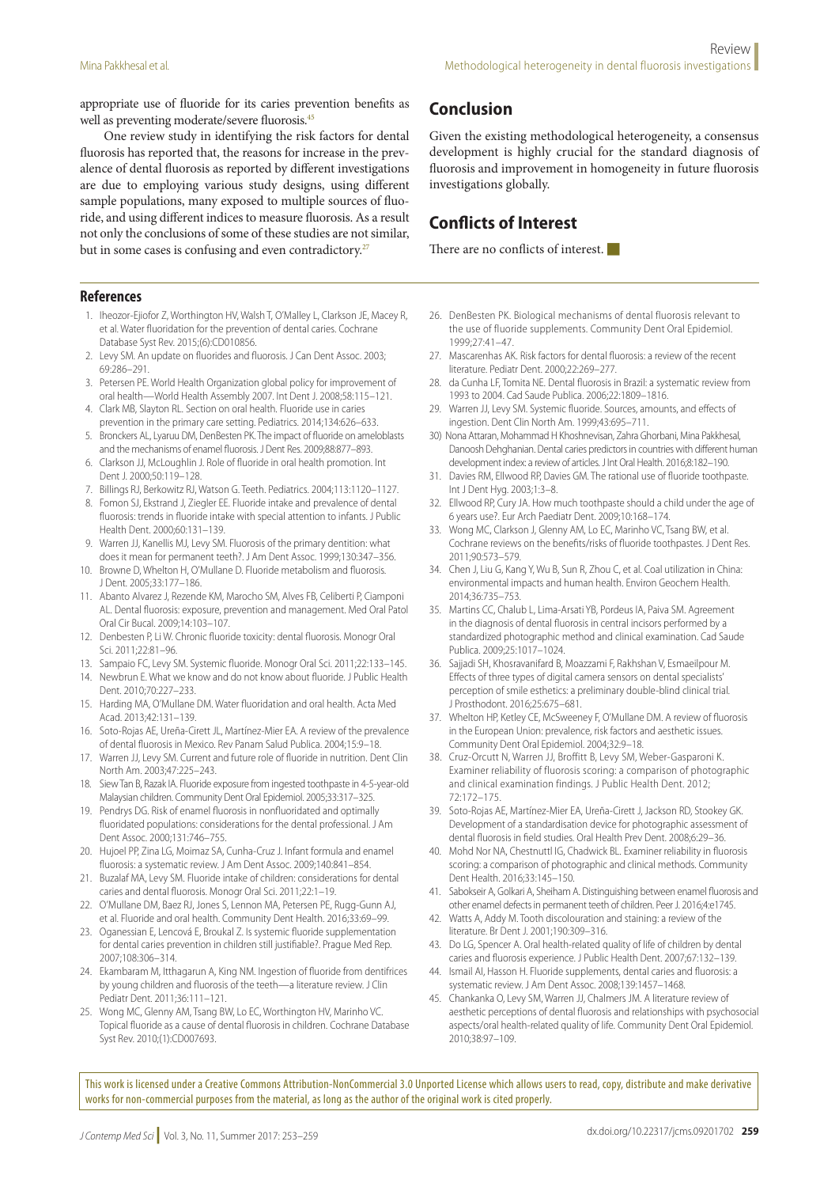appropriate use of fluoride for its caries prevention benefits as well as preventing moderate/severe fluorosis.[45]

One review study in identifying the risk factors for dental fluorosis has reported that, the reasons for increase in the prevalence of dental fluorosis as reported by different investigations are due to employing various study designs, using different sample populations, many exposed to multiple sources of fluoride, and using different indices to measure fluorosis. As a result not only the conclusions of some of these studies are not similar, but in some cases is confusing and even contradictory.[27]

## Conclusion

Given the existing methodological heterogeneity, a consensus development is highly crucial for the standard diagnosis of fluorosis and improvement in homogeneity in future fluorosis investigations globally.

## Conflicts of Interest

There are no conflicts of interest.

## References

1. Iheozor-Ejiofor Z, Worthington HV, Walsh T, O'Malley L, Clarkson JE, Macey R, et al. Water fluoridation for the prevention of dental caries. Cochrane Database Syst Rev. 2015;(6):CD010856.
2. Levy SM. An update on fluorides and fluorosis. J Can Dent Assoc. 2003; 69:286–291.
3. Petersen PE. World Health Organization global policy for improvement of oral health—World Health Assembly 2007. Int Dent J. 2008;58:115–121.
4. Clark MB, Slayton RL. Section on oral health. Fluoride use in caries prevention in the primary care setting. Pediatrics. 2014;134:626–633.
5. Bronckers AL, Lyaruu DM, DenBesten PK. The impact of fluoride on ameloblasts and the mechanisms of enamel fluorosis. J Dent Res. 2009;88:877–893.
6. Clarkson JJ, McLoughlin J. Role of fluoride in oral health promotion. Int Dent J. 2000;50:119–128.
7. Billings RJ, Berkowitz RJ, Watson G. Teeth. Pediatrics. 2004;113:1120–1127.
8. Fomon SJ, Ekstrand J, Ziegler EE. Fluoride intake and prevalence of dental fluorosis: trends in fluoride intake with special attention to infants. J Public Health Dent. 2000;60:131–139.
9. Warren JJ, Kanellis MJ, Levy SM. Fluorosis of the primary dentition: what does it mean for permanent teeth?. J Am Dent Assoc. 1999;130:347–356.
10. Browne D, Whelton H, O'Mullane D. Fluoride metabolism and fluorosis. J Dent. 2005;33:177–186.
11. Abanto Alvarez J, Rezende KM, Marocho SM, Alves FB, Celiberti P, Ciamponi AL. Dental fluorosis: exposure, prevention and management. Med Oral Patol Oral Cir Bucal. 2009;14:103–107.
12. Denbesten P, Li W. Chronic fluoride toxicity: dental fluorosis. Monogr Oral Sci. 2011;22:81–96.
13. Sampaio FC, Levy SM. Systemic fluoride. Monogr Oral Sci. 2011;22:133–145.
14. Newbrun E. What we know and do not know about fluoride. J Public Health Dent. 2010;70:227–233.
15. Harding MA, O'Mullane DM. Water fluoridation and oral health. Acta Med Acad. 2013;42:131–139.
16. Soto-Rojas AE, Ureña-Cirett JL, Martínez-Mier EA. A review of the prevalence of dental fluorosis in Mexico. Rev Panam Salud Publica. 2004;15:9–18.
17. Warren JJ, Levy SM. Current and future role of fluoride in nutrition. Dent Clin North Am. 2003;47:225–243.
18. Siew Tan B, Razak IA. Fluoride exposure from ingested toothpaste in 4-5-year-old Malaysian children. Community Dent Oral Epidemiol. 2005;33:317–325.
19. Pendrys DG. Risk of enamel fluorosis in nonfluoridated and optimally fluoridated populations: considerations for the dental professional. J Am Dent Assoc. 2000;131:746–755.
20. Hujoel PP, Zina LG, Moimaz SA, Cunha-Cruz J. Infant formula and enamel fluorosis: a systematic review. J Am Dent Assoc. 2009;140:841–854.
21. Buzalaf MA, Levy SM. Fluoride intake of children: considerations for dental caries and dental fluorosis. Monogr Oral Sci. 2011;22:1–19.
22. O'Mullane DM, Baez RJ, Jones S, Lennon MA, Petersen PE, Rugg-Gunn AJ, et al. Fluoride and oral health. Community Dent Health. 2016;33:69–99.
23. Oganessian E, Lencová E, Broukal Z. Is systemic fluoride supplementation for dental caries prevention in children still justifiable?. Prague Med Rep. 2007;108:306–314.
24. Ekambaram M, Itthagarun A, King NM. Ingestion of fluoride from dentifrices by young children and fluorosis of the teeth—a literature review. J Clin Pediatr Dent. 2011;36:111–121.
25. Wong MC, Glenny AM, Tsang BW, Lo EC, Worthington HV, Marinho VC. Topical fluoride as a cause of dental fluorosis in children. Cochrane Database Syst Rev. 2010;(1):CD007693.
26. DenBesten PK. Biological mechanisms of dental fluorosis relevant to the use of fluoride supplements. Community Dent Oral Epidemiol. 1999;27:41–47.
27. Mascarenhas AK. Risk factors for dental fluorosis: a review of the recent literature. Pediatr Dent. 2000;22:269–277.
28. da Cunha LF, Tomita NE. Dental fluorosis in Brazil: a systematic review from 1993 to 2004. Cad Saude Publica. 2006;22:1809–1816.
29. Warren JJ, Levy SM. Systemic fluoride. Sources, amounts, and effects of ingestion. Dent Clin North Am. 1999;43:695–711.
30. Nona Attaran, Mohammad H Khoshnevisan, Zahra Ghorbani, Mina Pakkhesal, Danoosh Dehghanian. Dental caries predictors in countries with different human development index: a review of articles. J Int Oral Health. 2016;8:182–190.
31. Davies RM, Ellwood RP, Davies GM. The rational use of fluoride toothpaste. Int J Dent Hyg. 2003;1:3–8.
32. Ellwood RP, Cury JA. How much toothpaste should a child under the age of 6 years use?. Eur Arch Paediatr Dent. 2009;10:168–174.
33. Wong MC, Clarkson J, Glenny AM, Lo EC, Marinho VC, Tsang BW, et al. Cochrane reviews on the benefits/risks of fluoride toothpastes. J Dent Res. 2011;90:573–579.
34. Chen J, Liu G, Kang Y, Wu B, Sun R, Zhou C, et al. Coal utilization in China: environmental impacts and human health. Environ Geochem Health. 2014;36:735–753.
35. Martins CC, Chalub L, Lima-Arsati YB, Pordeus IA, Paiva SM. Agreement in the diagnosis of dental fluorosis in central incisors performed by a standardized photographic method and clinical examination. Cad Saude Publica. 2009;25:1017–1024.
36. Sajjadi SH, Khosravanifard B, Moazzami F, Rakhshan V, Esmaeilpour M. Effects of three types of digital camera sensors on dental specialists' perception of smile esthetics: a preliminary double-blind clinical trial. J Prosthodont. 2016;25:675–681.
37. Whelton HP, Ketley CE, McSweeney F, O'Mullane DM. A review of fluorosis in the European Union: prevalence, risk factors and aesthetic issues. Community Dent Oral Epidemiol. 2004;32:9–18.
38. Cruz-Orcutt N, Warren JJ, Broffitt B, Levy SM, Weber-Gasparoni K. Examiner reliability of fluorosis scoring: a comparison of photographic and clinical examination findings. J Public Health Dent. 2012; 72:172–175.
39. Soto-Rojas AE, Martínez-Mier EA, Ureña-Cirett J, Jackson RD, Stookey GK. Development of a standardisation device for photographic assessment of dental fluorosis in field studies. Oral Health Prev Dent. 2008;6:29–36.
40. Mohd Nor NA, Chestnutt IG, Chadwick BL. Examiner reliability in fluorosis scoring: a comparison of photographic and clinical methods. Community Dent Health. 2016;33:145–150.
41. Sabokseir A, Golkari A, Sheiham A. Distinguishing between enamel fluorosis and other enamel defects in permanent teeth of children. Peer J. 2016;4:e1745.
42. Watts A, Addy M. Tooth discolouration and staining: a review of the literature. Br Dent J. 2001;190:309–316.
43. Do LG, Spencer A. Oral health-related quality of life of children by dental caries and fluorosis experience. J Public Health Dent. 2007;67:132–139.
44. Ismail AI, Hasson H. Fluoride supplements, dental caries and fluorosis: a systematic review. J Am Dent Assoc. 2008;139:1457–1468.
45. Chankanka O, Levy SM, Warren JJ, Chalmers JM. A literature review of aesthetic perceptions of dental fluorosis and relationships with psychosocial aspects/oral health-related quality of life. Community Dent Oral Epidemiol. 2010;38:97–109.

This work is licensed under a Creative Commons Attribution-NonCommercial 3.0 Unported License which allows users to read, copy, distribute and make derivative works for non-commercial purposes from the material, as long as the author of the original work is cited properly.